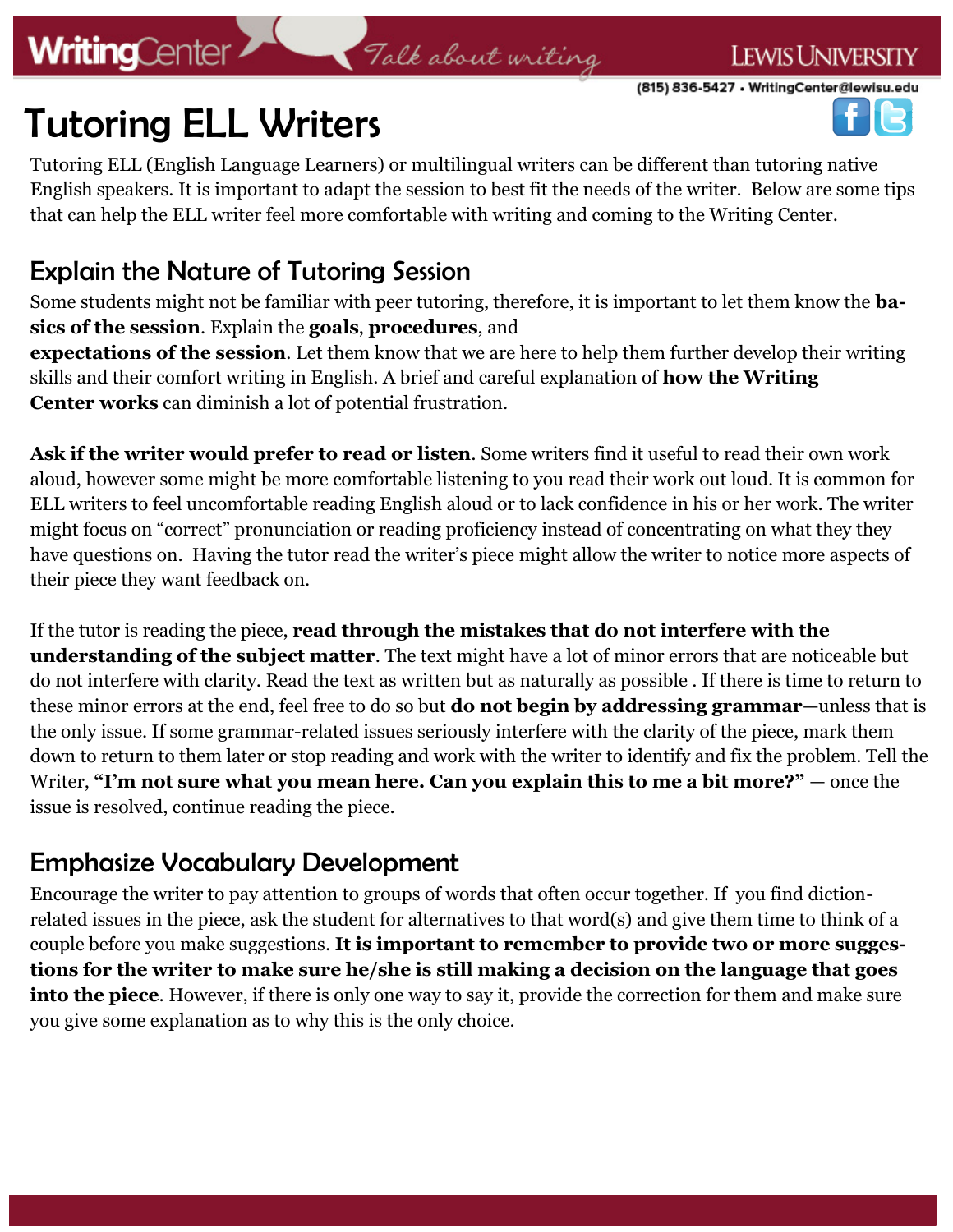# Tutoring ELL Writers

Tutoring ELL (English Language Learners) or multilingual writers can be different than tutoring native English speakers. It is important to adapt the session to best fit the needs of the writer. Below are some tips that can help the ELL writer feel more comfortable with writing and coming to the Writing Center.

## Explain the Nature of Tutoring Session

Some students might not be familiar with peer tutoring, therefore, it is important to let them know the **basics of the session**. Explain the **goals**, **procedures**, and **expectations of the session**. Let them know that we are here to help them further develop their writing skills and their comfort writing in English. A brief and careful explanation of **how the Writing Center works** can diminish a lot of potential frustration.

**Ask if the writer would prefer to read or listen**. Some writers find it useful to read their own work aloud, however some might be more comfortable listening to you read their work out loud. It is common for ELL writers to feel uncomfortable reading English aloud or to lack confidence in his or her work. The writer might focus on "correct" pronunciation or reading proficiency instead of concentrating on what they they have questions on. Having the tutor read the writer's piece might allow the writer to notice more aspects of their piece they want feedback on.

If the tutor is reading the piece, **read through the mistakes that do not interfere with the understanding of the subject matter**. The text might have a lot of minor errors that are noticeable but do not interfere with clarity. Read the text as written but as naturally as possible . If there is time to return to these minor errors at the end, feel free to do so but **do not begin by addressing grammar**—unless that is the only issue. If some grammar-related issues seriously interfere with the clarity of the piece, mark them down to return to them later or stop reading and work with the writer to identify and fix the problem. Tell the Writer, **"I'm not sure what you mean here. Can you explain this to me a bit more?"** — once the issue is resolved, continue reading the piece.

## Emphasize Vocabulary Development

Encourage the writer to pay attention to groups of words that often occur together. If you find diction-related issues in the piece, ask the student for alternatives to that word(s) and give them time to think of a couple before you make suggestions. **It is important to remember to provide two or more suggestions for the writer to make sure he/she is still making a decision on the language that goes into the piece**. However, if there is only one way to say it, provide the correction for them and make sure you give some explanation as to why this is the only choice.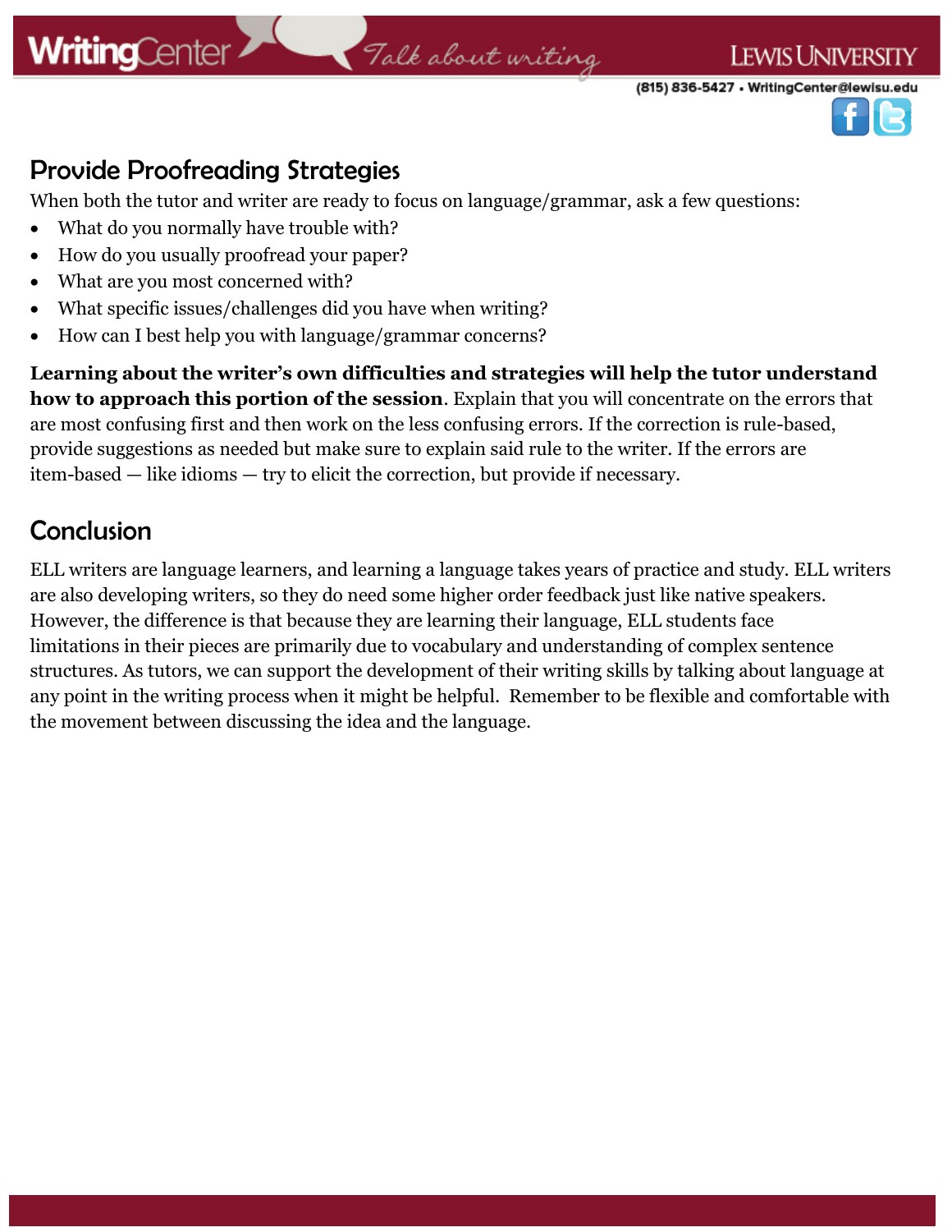## Provide Proofreading Strategies

When both the tutor and writer are ready to focus on language/grammar, ask a few questions:

- What do you normally have trouble with?
- How do you usually proofread your paper?
- What are you most concerned with?
- What specific issues/challenges did you have when writing?
- How can I best help you with language/grammar concerns?

**Learning about the writer's own difficulties and strategies will help the tutor understand how to approach this portion of the session**. Explain that you will concentrate on the errors that are most confusing first and then work on the less confusing errors. If the correction is rule-based, provide suggestions as needed but make sure to explain said rule to the writer. If the errors are item-based — like idioms — try to elicit the correction, but provide if necessary.

## Conclusion

ELL writers are language learners, and learning a language takes years of practice and study. ELL writers are also developing writers, so they do need some higher order feedback just like native speakers. However, the difference is that because they are learning their language, ELL students face limitations in their pieces are primarily due to vocabulary and understanding of complex sentence structures. As tutors, we can support the development of their writing skills by talking about language at any point in the writing process when it might be helpful. Remember to be flexible and comfortable with the movement between discussing the idea and the language.